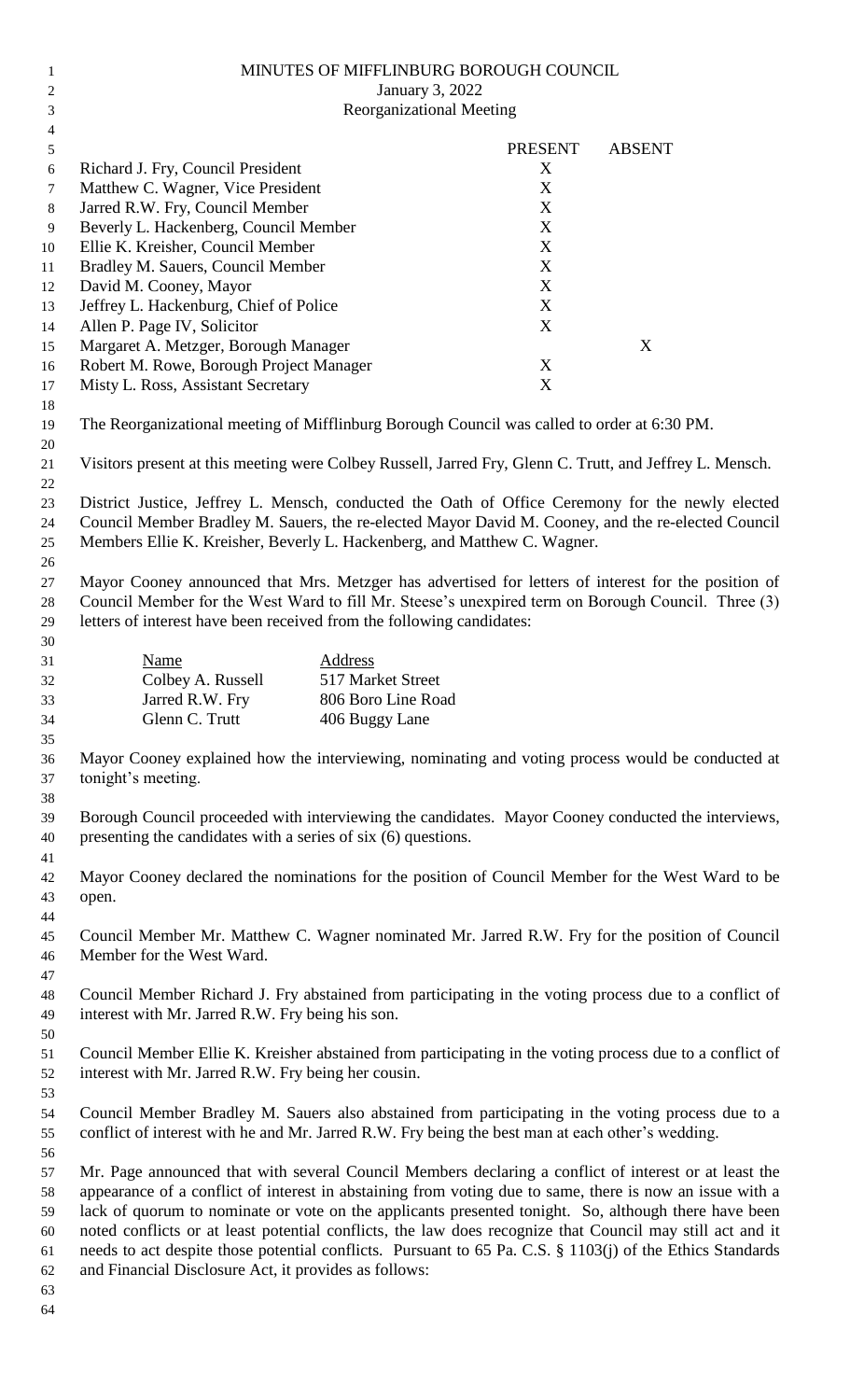# MINUTES OF MIFFLINBURG BOROUGH COUNCIL

January 3, 2022

Reorganizational Meeting

| | PRESENT | ABSENT |
|---|---|---|
| Richard J. Fry, Council President | X | |
| Matthew C. Wagner, Vice President | X | |
| Jarred R.W. Fry, Council Member | X | |
| Beverly L. Hackenberg, Council Member | X | |
| Ellie K. Kreisher, Council Member | X | |
| Bradley M. Sauers, Council Member | X | |
| David M. Cooney, Mayor | X | |
| Jeffrey L. Hackenburg, Chief of Police | X | |
| Allen P. Page IV, Solicitor | X | |
| Margaret A. Metzger, Borough Manager | | X |
| Robert M. Rowe, Borough Project Manager | X | |
| Misty L. Ross, Assistant Secretary | X | |

The Reorganizational meeting of Mifflinburg Borough Council was called to order at 6:30 PM.

Visitors present at this meeting were Colbey Russell, Jarred Fry, Glenn C. Trutt, and Jeffrey L. Mensch.

District Justice, Jeffrey L. Mensch, conducted the Oath of Office Ceremony for the newly elected Council Member Bradley M. Sauers, the re-elected Mayor David M. Cooney, and the re-elected Council Members Ellie K. Kreisher, Beverly L. Hackenberg, and Matthew C. Wagner.

Mayor Cooney announced that Mrs. Metzger has advertised for letters of interest for the position of Council Member for the West Ward to fill Mr. Steese's unexpired term on Borough Council. Three (3) letters of interest have been received from the following candidates:

| Name | Address |
|---|---|
| Colbey A. Russell | 517 Market Street |
| Jarred R.W. Fry | 806 Boro Line Road |
| Glenn C. Trutt | 406 Buggy Lane |

Mayor Cooney explained how the interviewing, nominating and voting process would be conducted at tonight's meeting.

Borough Council proceeded with interviewing the candidates. Mayor Cooney conducted the interviews, presenting the candidates with a series of six (6) questions.

Mayor Cooney declared the nominations for the position of Council Member for the West Ward to be open.

Council Member Mr. Matthew C. Wagner nominated Mr. Jarred R.W. Fry for the position of Council Member for the West Ward.

Council Member Richard J. Fry abstained from participating in the voting process due to a conflict of interest with Mr. Jarred R.W. Fry being his son.

Council Member Ellie K. Kreisher abstained from participating in the voting process due to a conflict of interest with Mr. Jarred R.W. Fry being her cousin.

Council Member Bradley M. Sauers also abstained from participating in the voting process due to a conflict of interest with he and Mr. Jarred R.W. Fry being the best man at each other's wedding.

Mr. Page announced that with several Council Members declaring a conflict of interest or at least the appearance of a conflict of interest in abstaining from voting due to same, there is now an issue with a lack of quorum to nominate or vote on the applicants presented tonight. So, although there have been noted conflicts or at least potential conflicts, the law does recognize that Council may still act and it needs to act despite those potential conflicts. Pursuant to 65 Pa. C.S. § 1103(j) of the Ethics Standards and Financial Disclosure Act, it provides as follows: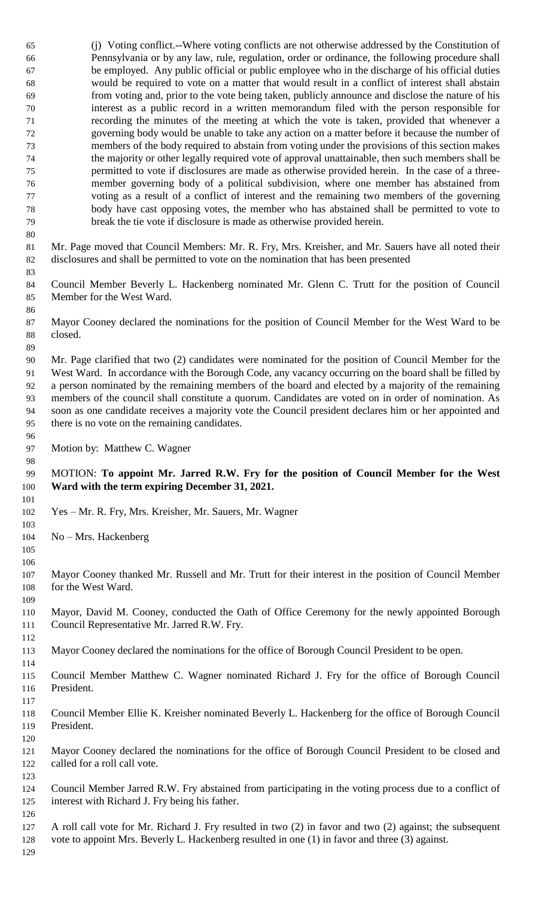(j) Voting conflict.--Where voting conflicts are not otherwise addressed by the Constitution of Pennsylvania or by any law, rule, regulation, order or ordinance, the following procedure shall be employed. Any public official or public employee who in the discharge of his official duties would be required to vote on a matter that would result in a conflict of interest shall abstain from voting and, prior to the vote being taken, publicly announce and disclose the nature of his interest as a public record in a written memorandum filed with the person responsible for recording the minutes of the meeting at which the vote is taken, provided that whenever a governing body would be unable to take any action on a matter before it because the number of members of the body required to abstain from voting under the provisions of this section makes the majority or other legally required vote of approval unattainable, then such members shall be permitted to vote if disclosures are made as otherwise provided herein. In the case of a three-member governing body of a political subdivision, where one member has abstained from voting as a result of a conflict of interest and the remaining two members of the governing body have cast opposing votes, the member who has abstained shall be permitted to vote to break the tie vote if disclosure is made as otherwise provided herein.

Mr. Page moved that Council Members: Mr. R. Fry, Mrs. Kreisher, and Mr. Sauers have all noted their disclosures and shall be permitted to vote on the nomination that has been presented

Council Member Beverly L. Hackenberg nominated Mr. Glenn C. Trutt for the position of Council Member for the West Ward.

Mayor Cooney declared the nominations for the position of Council Member for the West Ward to be closed.

Mr. Page clarified that two (2) candidates were nominated for the position of Council Member for the West Ward. In accordance with the Borough Code, any vacancy occurring on the board shall be filled by a person nominated by the remaining members of the board and elected by a majority of the remaining members of the council shall constitute a quorum. Candidates are voted on in order of nomination. As soon as one candidate receives a majority vote the Council president declares him or her appointed and there is no vote on the remaining candidates.

Motion by: Matthew C. Wagner

MOTION: **To appoint Mr. Jarred R.W. Fry for the position of Council Member for the West Ward with the term expiring December 31, 2021.**

Yes – Mr. R. Fry, Mrs. Kreisher, Mr. Sauers, Mr. Wagner

No – Mrs. Hackenberg

Mayor Cooney thanked Mr. Russell and Mr. Trutt for their interest in the position of Council Member for the West Ward.

Mayor, David M. Cooney, conducted the Oath of Office Ceremony for the newly appointed Borough Council Representative Mr. Jarred R.W. Fry.

Mayor Cooney declared the nominations for the office of Borough Council President to be open.

Council Member Matthew C. Wagner nominated Richard J. Fry for the office of Borough Council President.

Council Member Ellie K. Kreisher nominated Beverly L. Hackenberg for the office of Borough Council President.

Mayor Cooney declared the nominations for the office of Borough Council President to be closed and called for a roll call vote.

Council Member Jarred R.W. Fry abstained from participating in the voting process due to a conflict of interest with Richard J. Fry being his father.

A roll call vote for Mr. Richard J. Fry resulted in two (2) in favor and two (2) against; the subsequent vote to appoint Mrs. Beverly L. Hackenberg resulted in one (1) in favor and three (3) against.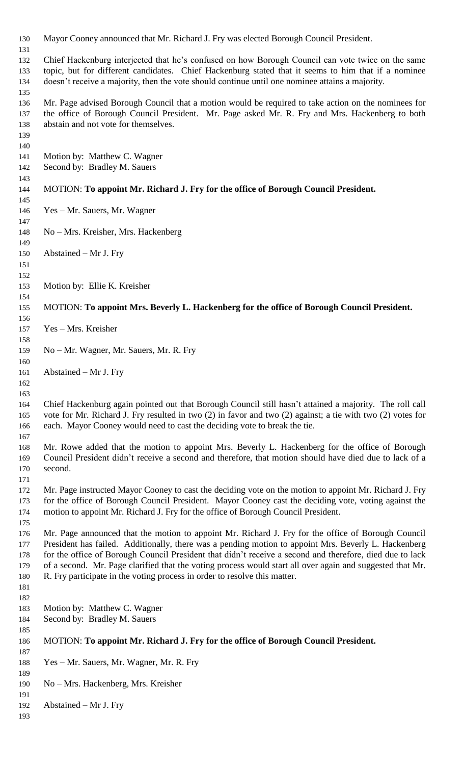Mayor Cooney announced that Mr. Richard J. Fry was elected Borough Council President.

Chief Hackenburg interjected that he's confused on how Borough Council can vote twice on the same topic, but for different candidates. Chief Hackenburg stated that it seems to him that if a nominee doesn't receive a majority, then the vote should continue until one nominee attains a majority.

Mr. Page advised Borough Council that a motion would be required to take action on the nominees for the office of Borough Council President. Mr. Page asked Mr. R. Fry and Mrs. Hackenberg to both abstain and not vote for themselves.

Motion by: Matthew C. Wagner
Second by: Bradley M. Sauers

MOTION: **To appoint Mr. Richard J. Fry for the office of Borough Council President.**

Yes – Mr. Sauers, Mr. Wagner

No – Mrs. Kreisher, Mrs. Hackenberg

Abstained – Mr J. Fry

Motion by: Ellie K. Kreisher

MOTION: **To appoint Mrs. Beverly L. Hackenberg for the office of Borough Council President.**

Yes – Mrs. Kreisher

No – Mr. Wagner, Mr. Sauers, Mr. R. Fry

Abstained – Mr J. Fry

Chief Hackenburg again pointed out that Borough Council still hasn't attained a majority. The roll call vote for Mr. Richard J. Fry resulted in two (2) in favor and two (2) against; a tie with two (2) votes for each. Mayor Cooney would need to cast the deciding vote to break the tie.

Mr. Rowe added that the motion to appoint Mrs. Beverly L. Hackenberg for the office of Borough Council President didn't receive a second and therefore, that motion should have died due to lack of a second.

Mr. Page instructed Mayor Cooney to cast the deciding vote on the motion to appoint Mr. Richard J. Fry for the office of Borough Council President. Mayor Cooney cast the deciding vote, voting against the motion to appoint Mr. Richard J. Fry for the office of Borough Council President.

Mr. Page announced that the motion to appoint Mr. Richard J. Fry for the office of Borough Council President has failed. Additionally, there was a pending motion to appoint Mrs. Beverly L. Hackenberg for the office of Borough Council President that didn't receive a second and therefore, died due to lack of a second. Mr. Page clarified that the voting process would start all over again and suggested that Mr. R. Fry participate in the voting process in order to resolve this matter.

Motion by: Matthew C. Wagner
Second by: Bradley M. Sauers

MOTION: **To appoint Mr. Richard J. Fry for the office of Borough Council President.**

Yes – Mr. Sauers, Mr. Wagner, Mr. R. Fry

No – Mrs. Hackenberg, Mrs. Kreisher

Abstained – Mr J. Fry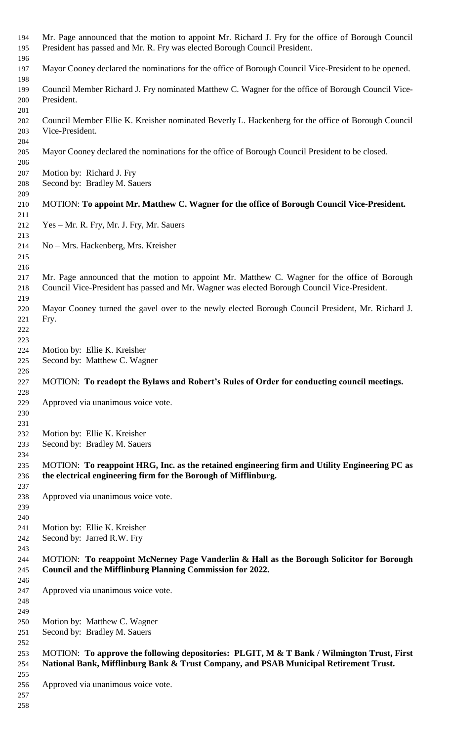Mr. Page announced that the motion to appoint Mr. Richard J. Fry for the office of Borough Council President has passed and Mr. R. Fry was elected Borough Council President.

Mayor Cooney declared the nominations for the office of Borough Council Vice-President to be opened.

Council Member Richard J. Fry nominated Matthew C. Wagner for the office of Borough Council Vice-President.

Council Member Ellie K. Kreisher nominated Beverly L. Hackenberg for the office of Borough Council Vice-President.

Mayor Cooney declared the nominations for the office of Borough Council President to be closed.

Motion by: Richard J. Fry
Second by: Bradley M. Sauers

MOTION: **To appoint Mr. Matthew C. Wagner for the office of Borough Council Vice-President.**

Yes – Mr. R. Fry, Mr. J. Fry, Mr. Sauers

No – Mrs. Hackenberg, Mrs. Kreisher

Mr. Page announced that the motion to appoint Mr. Matthew C. Wagner for the office of Borough Council Vice-President has passed and Mr. Wagner was elected Borough Council Vice-President.

Mayor Cooney turned the gavel over to the newly elected Borough Council President, Mr. Richard J. Fry.

Motion by: Ellie K. Kreisher
Second by: Matthew C. Wagner

MOTION: **To readopt the Bylaws and Robert's Rules of Order for conducting council meetings.**

Approved via unanimous voice vote.

Motion by: Ellie K. Kreisher
Second by: Bradley M. Sauers

MOTION: **To reappoint HRG, Inc. as the retained engineering firm and Utility Engineering PC as the electrical engineering firm for the Borough of Mifflinburg.**

Approved via unanimous voice vote.

Motion by: Ellie K. Kreisher
Second by: Jarred R.W. Fry

MOTION: **To reappoint McNerney Page Vanderlin & Hall as the Borough Solicitor for Borough Council and the Mifflinburg Planning Commission for 2022.**

Approved via unanimous voice vote.

Motion by: Matthew C. Wagner
Second by: Bradley M. Sauers

MOTION: **To approve the following depositories: PLGIT, M & T Bank / Wilmington Trust, First National Bank, Mifflinburg Bank & Trust Company, and PSAB Municipal Retirement Trust.**

Approved via unanimous voice vote.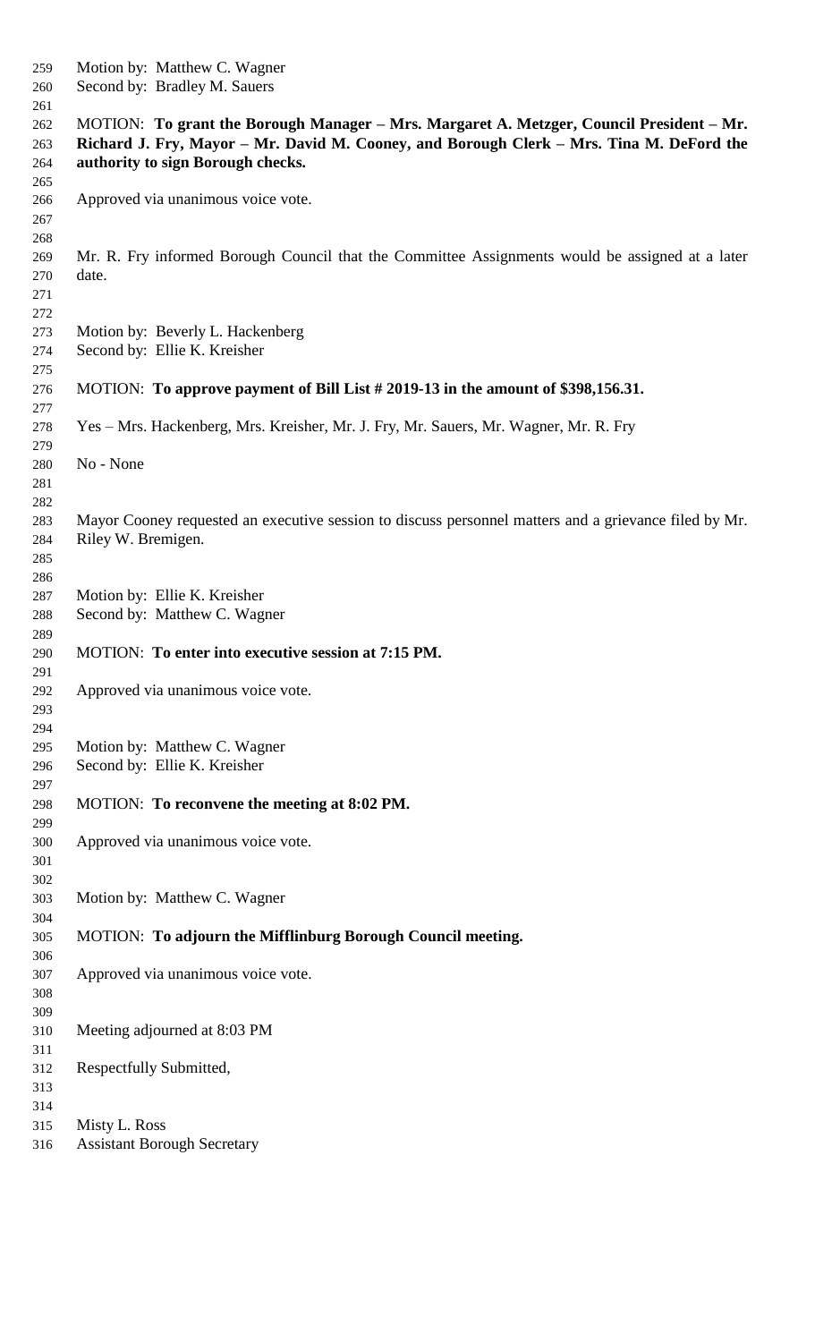Motion by: Matthew C. Wagner
Second by: Bradley M. Sauers

MOTION: **To grant the Borough Manager – Mrs. Margaret A. Metzger, Council President – Mr. Richard J. Fry, Mayor – Mr. David M. Cooney, and Borough Clerk – Mrs. Tina M. DeFord the authority to sign Borough checks.**

Approved via unanimous voice vote.

Mr. R. Fry informed Borough Council that the Committee Assignments would be assigned at a later date.

Motion by: Beverly L. Hackenberg
Second by: Ellie K. Kreisher

MOTION: **To approve payment of Bill List # 2019-13 in the amount of $398,156.31.**

Yes – Mrs. Hackenberg, Mrs. Kreisher, Mr. J. Fry, Mr. Sauers, Mr. Wagner, Mr. R. Fry

No - None

Mayor Cooney requested an executive session to discuss personnel matters and a grievance filed by Mr. Riley W. Bremigen.

Motion by: Ellie K. Kreisher
Second by: Matthew C. Wagner

MOTION: **To enter into executive session at 7:15 PM.**

Approved via unanimous voice vote.

Motion by: Matthew C. Wagner
Second by: Ellie K. Kreisher

MOTION: **To reconvene the meeting at 8:02 PM.**

Approved via unanimous voice vote.

Motion by: Matthew C. Wagner

MOTION: **To adjourn the Mifflinburg Borough Council meeting.**

Approved via unanimous voice vote.

Meeting adjourned at 8:03 PM

Respectfully Submitted,

Misty L. Ross
Assistant Borough Secretary